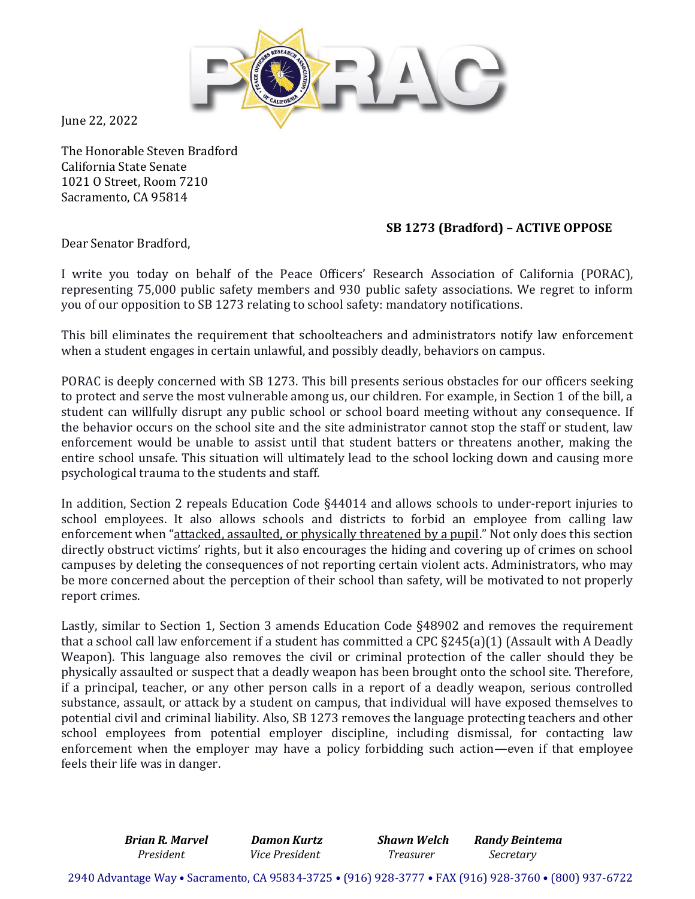June 22, 2022

The Honorable Steven Bradford
California State Senate
1021 O Street, Room 7210
Sacramento, CA 95814

**SB 1273 (Bradford) – ACTIVE OPPOSE**

Dear Senator Bradford,

I write you today on behalf of the Peace Officers' Research Association of California (PORAC), representing 75,000 public safety members and 930 public safety associations. We regret to inform you of our opposition to SB 1273 relating to school safety: mandatory notifications.

This bill eliminates the requirement that schoolteachers and administrators notify law enforcement when a student engages in certain unlawful, and possibly deadly, behaviors on campus.

PORAC is deeply concerned with SB 1273. This bill presents serious obstacles for our officers seeking to protect and serve the most vulnerable among us, our children. For example, in Section 1 of the bill, a student can willfully disrupt any public school or school board meeting without any consequence. If the behavior occurs on the school site and the site administrator cannot stop the staff or student, law enforcement would be unable to assist until that student batters or threatens another, making the entire school unsafe. This situation will ultimately lead to the school locking down and causing more psychological trauma to the students and staff.

In addition, Section 2 repeals Education Code §44014 and allows schools to under-report injuries to school employees. It also allows schools and districts to forbid an employee from calling law enforcement when "attacked, assaulted, or physically threatened by a pupil." Not only does this section directly obstruct victims' rights, but it also encourages the hiding and covering up of crimes on school campuses by deleting the consequences of not reporting certain violent acts. Administrators, who may be more concerned about the perception of their school than safety, will be motivated to not properly report crimes.

Lastly, similar to Section 1, Section 3 amends Education Code §48902 and removes the requirement that a school call law enforcement if a student has committed a CPC §245(a)(1) (Assault with A Deadly Weapon). This language also removes the civil or criminal protection of the caller should they be physically assaulted or suspect that a deadly weapon has been brought onto the school site. Therefore, if a principal, teacher, or any other person calls in a report of a deadly weapon, serious controlled substance, assault, or attack by a student on campus, that individual will have exposed themselves to potential civil and criminal liability. Also, SB 1273 removes the language protecting teachers and other school employees from potential employer discipline, including dismissal, for contacting law enforcement when the employer may have a policy forbidding such action—even if that employee feels their life was in danger.

***Brian R. Marvel*** *President* | ***Damon Kurtz*** *Vice President* | ***Shawn Welch*** *Treasurer* | ***Randy Beintema*** *Secretary*

2940 Advantage Way • Sacramento, CA 95834-3725 • (916) 928-3777 • FAX (916) 928-3760 • (800) 937-6722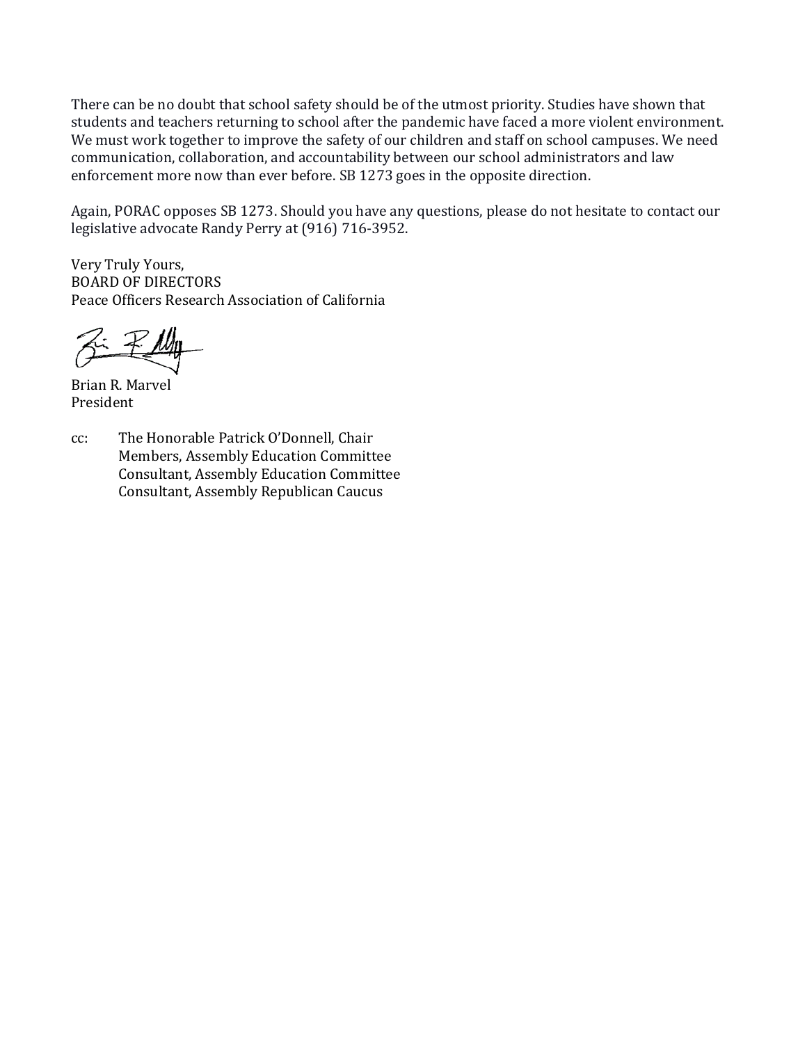There can be no doubt that school safety should be of the utmost priority. Studies have shown that students and teachers returning to school after the pandemic have faced a more violent environment. We must work together to improve the safety of our children and staff on school campuses. We need communication, collaboration, and accountability between our school administrators and law enforcement more now than ever before. SB 1273 goes in the opposite direction.

Again, PORAC opposes SB 1273. Should you have any questions, please do not hesitate to contact our legislative advocate Randy Perry at (916) 716-3952.

Very Truly Yours,
BOARD OF DIRECTORS
Peace Officers Research Association of California

Brian R. Marvel
President

cc: The Honorable Patrick O'Donnell, Chair
Members, Assembly Education Committee
Consultant, Assembly Education Committee
Consultant, Assembly Republican Caucus